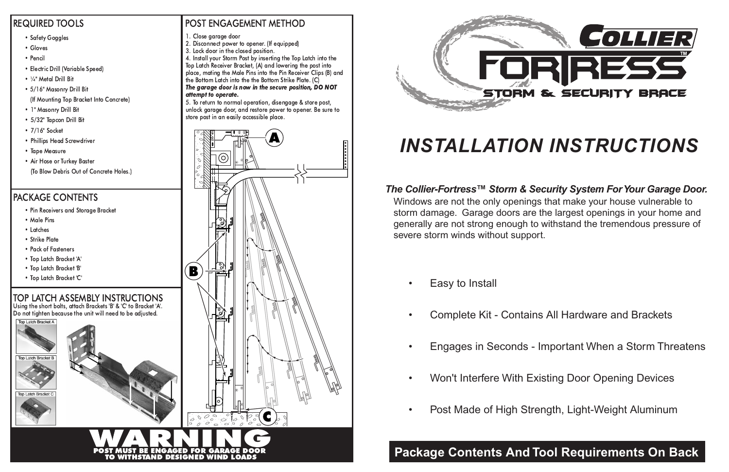## REQUIRED TOOLS

- Safety Goggles
- Gloves
- Pencil
- Electric Drill (Variable Speed)
- ¼" Metal Drill Bit
- 5/16" Masonry Drill Bit (If Mounting Top Bracket Into Concrete)
- 1" Masonry Drill Bit
- 5/32" Tapcon Drill Bit
- 7/16" Socket
- Phillips Head Screwdriver
- Tape Measure
- Air Hose or Turkey Baster (To Blow Debris Out of Concrete Holes.)

## PACKAGE CONTENTS

- Pin Receivers and Storage Bracket
- Male Pins
- Latches
- Strike Plate
- Pack of Fasteners
- Top Latch Bracket 'A'
- Top Latch Bracket 'B'
- Top Latch Bracket 'C'

## TOP LATCH ASSEMBLY INSTRUCTIONS

Using the short bolts, attach Brackets 'B' & 'C' to Bracket 'A'. Do not tighten because the unit will need to be adjusted.

Top Latch Bracket A

Top Latch Bracket B

Top Latch Bracket C

## POST ENGAGEMENT METHOD

1. Close garage door
2. Disconnect power to opener. (If equipped)
3. Lock door in the closed position.
4. Install your Storm Post by inserting the Top Latch into the Top Latch Receiver Bracket, (A) and lowering the post into place, mating the Male Pins into the Pin Receiver Clips (B) and the Bottom Latch into the the Bottom Strike Plate. (C)
***The garage door is now in the secure position, DO NOT attempt to operate.***
5. To return to normal operation, disengage & store post, unlock garage door, and restore power to opener. Be sure to store post in an easily accessible place.

A

B

C

# WARNING

**POST MUST BE ENGAGED FOR GARAGE DOOR TO WITHSTAND DESIGNED WIND LOADS**

# COLLIER FORTRESS™

## STORM & SECURITY BRACE

# *INSTALLATION INSTRUCTIONS*

***The Collier-Fortress™ Storm & Security System For Your Garage Door.***

Windows are not the only openings that make your house vulnerable to storm damage. Garage doors are the largest openings in your home and generally are not strong enough to withstand the tremendous pressure of severe storm winds without support.

- Easy to Install
- Complete Kit - Contains All Hardware and Brackets
- Engages in Seconds - Important When a Storm Threatens
- Won't Interfere With Existing Door Opening Devices
- Post Made of High Strength, Light-Weight Aluminum

**Package Contents And Tool Requirements On Back**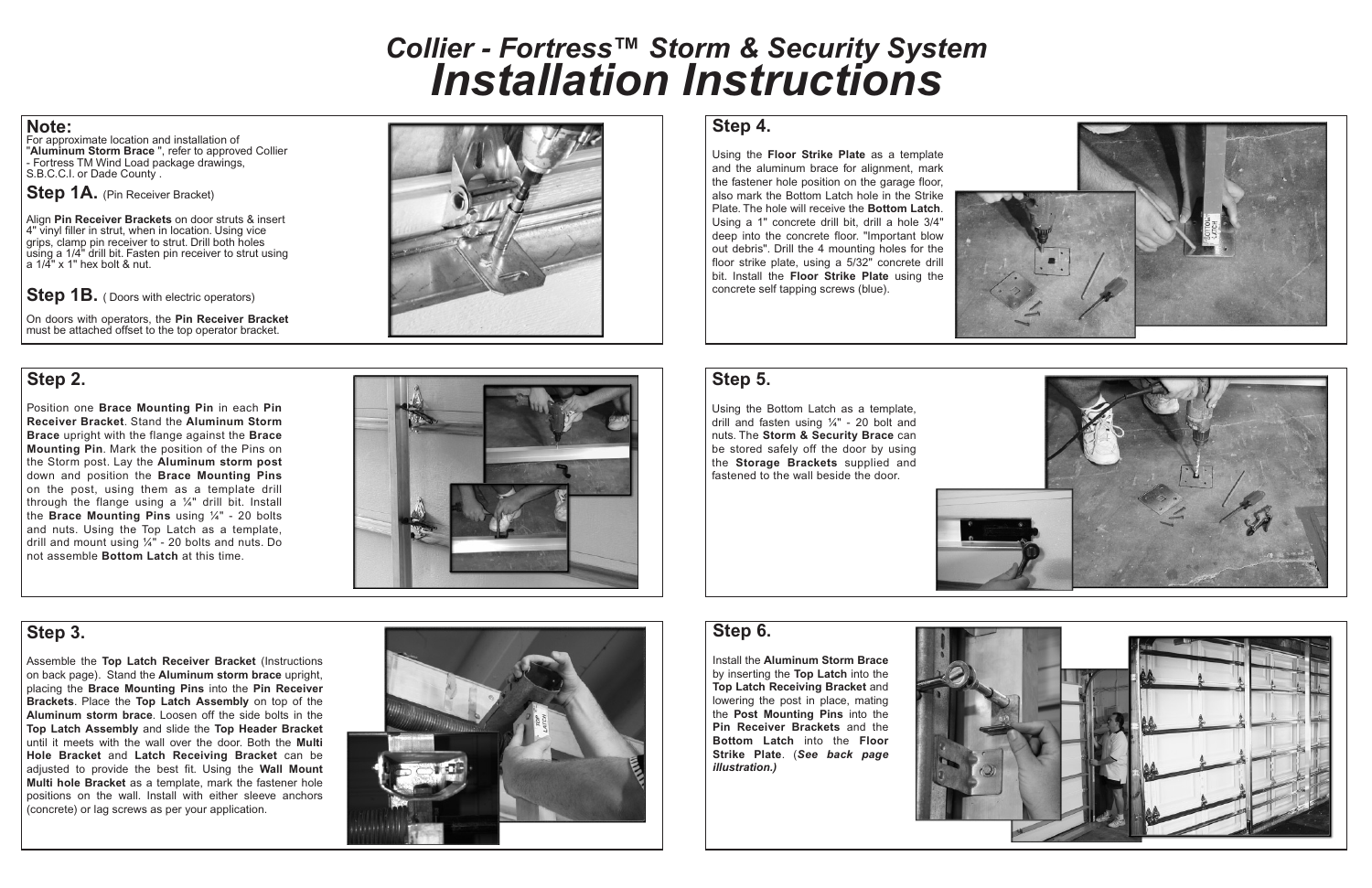# Collier - Fortress™ Storm & Security System
# Installation Instructions

## Note:
For approximate location and installation of "**Aluminum Storm Brace** ", refer to approved Collier - Fortress TM Wind Load package drawings, S.B.C.C.I. or Dade County .

## Step 1A. (Pin Receiver Bracket)

Align **Pin Receiver Brackets** on door struts & insert 4" vinyl filler in strut, when in location. Using vice grips, clamp pin receiver to strut. Drill both holes using a 1/4" drill bit. Fasten pin receiver to strut using a 1/4" x 1" hex bolt & nut.

## Step 1B. ( Doors with electric operators)

On doors with operators, the **Pin Receiver Bracket** must be attached offset to the top operator bracket.

## Step 2.

Position one **Brace Mounting Pin** in each **Pin Receiver Bracket**. Stand the **Aluminum Storm Brace** upright with the flange against the **Brace Mounting Pin**. Mark the position of the Pins on the Storm post. Lay the **Aluminum storm post** down and position the **Brace Mounting Pins** on the post, using them as a template drill through the flange using a ¼" drill bit. Install the **Brace Mounting Pins** using ¼" - 20 bolts and nuts. Using the Top Latch as a template, drill and mount using ¼" - 20 bolts and nuts. Do not assemble **Bottom Latch** at this time.

## Step 3.

Assemble the **Top Latch Receiver Bracket** (Instructions on back page). Stand the **Aluminum storm brace** upright, placing the **Brace Mounting Pins** into the **Pin Receiver Brackets**. Place the **Top Latch Assembly** on top of the **Aluminum storm brace**. Loosen off the side bolts in the **Top Latch Assembly** and slide the **Top Header Bracket** until it meets with the wall over the door. Both the **Multi Hole Bracket** and **Latch Receiving Bracket** can be adjusted to provide the best fit. Using the **Wall Mount Multi hole Bracket** as a template, mark the fastener hole positions on the wall. Install with either sleeve anchors (concrete) or lag screws as per your application.

## Step 4.

Using the **Floor Strike Plate** as a template and the aluminum brace for alignment, mark the fastener hole position on the garage floor, also mark the Bottom Latch hole in the Strike Plate. The hole will receive the **Bottom Latch**. Using a 1" concrete drill bit, drill a hole 3/4" deep into the concrete floor. "Important blow out debris". Drill the 4 mounting holes for the floor strike plate, using a 5/32" concrete drill bit. Install the **Floor Strike Plate** using the concrete self tapping screws (blue).

## Step 5.

Using the Bottom Latch as a template, drill and fasten using ¼" - 20 bolt and nuts. The **Storm & Security Brace** can be stored safely off the door by using the **Storage Brackets** supplied and fastened to the wall beside the door.

## Step 6.

Install the **Aluminum Storm Brace** by inserting the **Top Latch** into the **Top Latch Receiving Bracket** and lowering the post in place, mating the **Post Mounting Pins** into the **Pin Receiver Brackets** and the **Bottom Latch** into the **Floor Strike Plate**. (***See back page illustration.)***